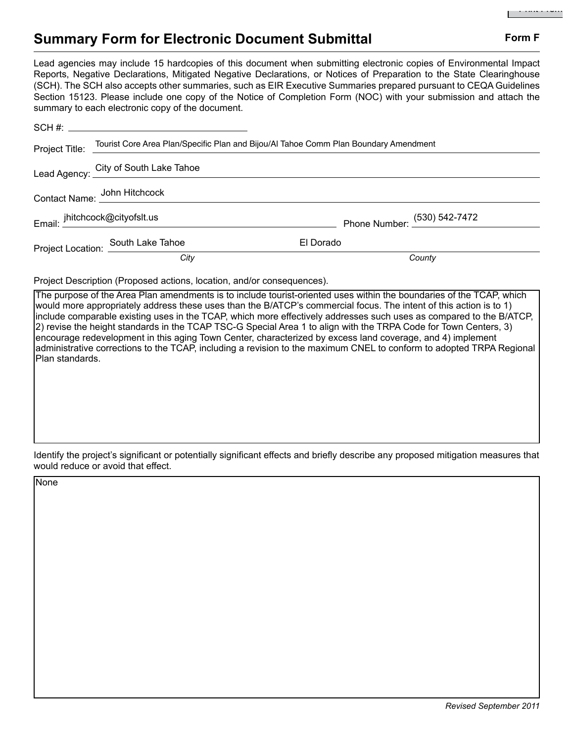# Summary Form for Electronic Document Submittal

**Form F**

Lead agencies may include 15 hardcopies of this document when submitting electronic copies of Environmental Impact Reports, Negative Declarations, Mitigated Negative Declarations, or Notices of Preparation to the State Clearinghouse (SCH). The SCH also accepts other summaries, such as EIR Executive Summaries prepared pursuant to CEQA Guidelines Section 15123. Please include one copy of the Notice of Completion Form (NOC) with your submission and attach the summary to each electronic copy of the document.

SCH #: ____________________

Project Title: Tourist Core Area Plan/Specific Plan and Bijou/Al Tahoe Comm Plan Boundary Amendment

Lead Agency: City of South Lake Tahoe

Contact Name: John Hitchcock

Email: jhitchcock@cityofslt.us                Phone Number: (530) 542-7472

Project Location: South Lake Tahoe (*City*)                El Dorado (*County*)

Project Description (Proposed actions, location, and/or consequences).

The purpose of the Area Plan amendments is to include tourist-oriented uses within the boundaries of the TCAP, which would more appropriately address these uses than the B/ATCP's commercial focus. The intent of this action is to 1) include comparable existing uses in the TCAP, which more effectively addresses such uses as compared to the B/ATCP, 2) revise the height standards in the TCAP TSC-G Special Area 1 to align with the TRPA Code for Town Centers, 3) encourage redevelopment in this aging Town Center, characterized by excess land coverage, and 4) implement administrative corrections to the TCAP, including a revision to the maximum CNEL to conform to adopted TRPA Regional Plan standards.

Identify the project's significant or potentially significant effects and briefly describe any proposed mitigation measures that would reduce or avoid that effect.

None

*Revised September 2011*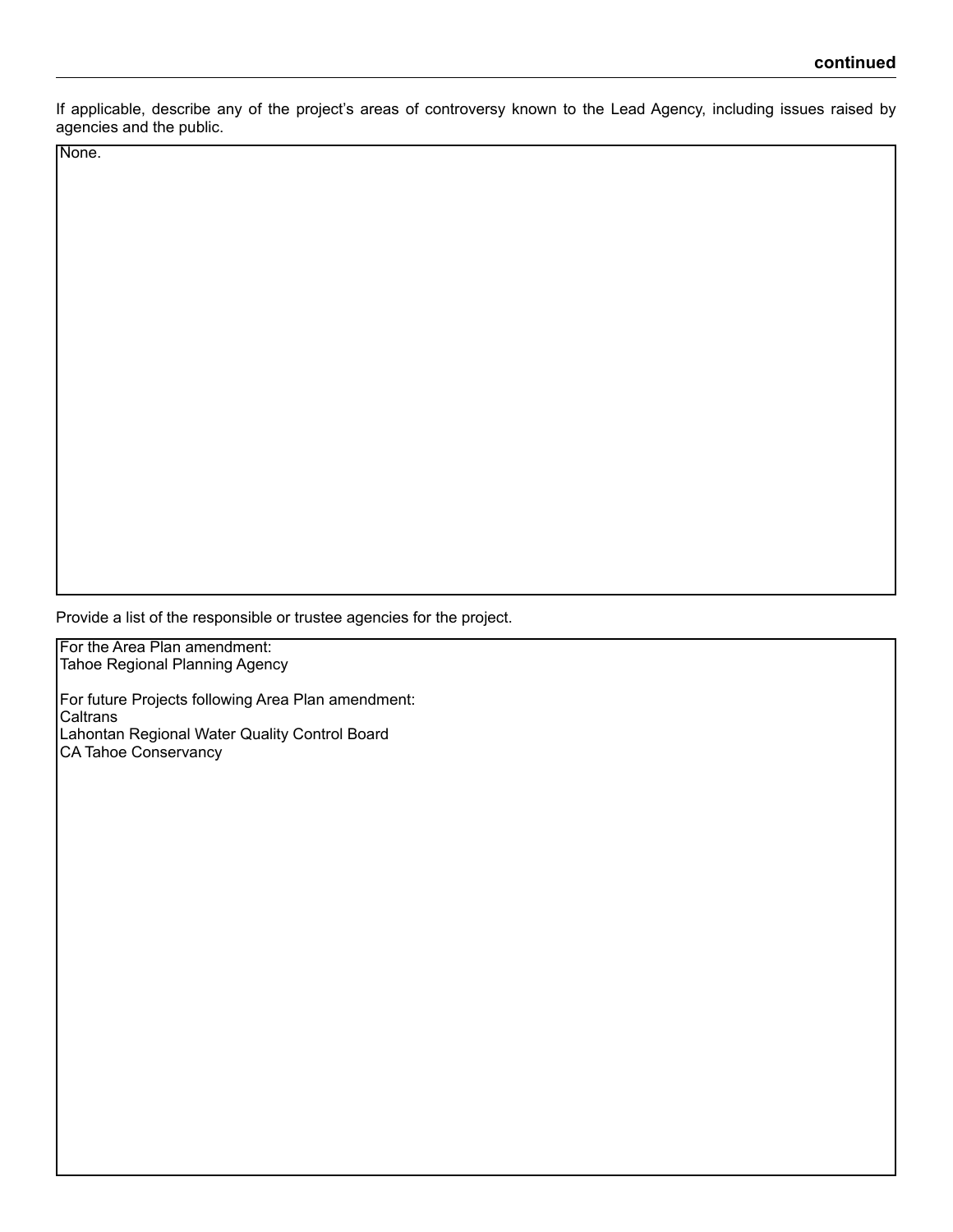If applicable, describe any of the project's areas of controversy known to the Lead Agency, including issues raised by agencies and the public.

None.

Provide a list of the responsible or trustee agencies for the project.

For the Area Plan amendment:
Tahoe Regional Planning Agency

For future Projects following Area Plan amendment:
Caltrans
Lahontan Regional Water Quality Control Board
CA Tahoe Conservancy